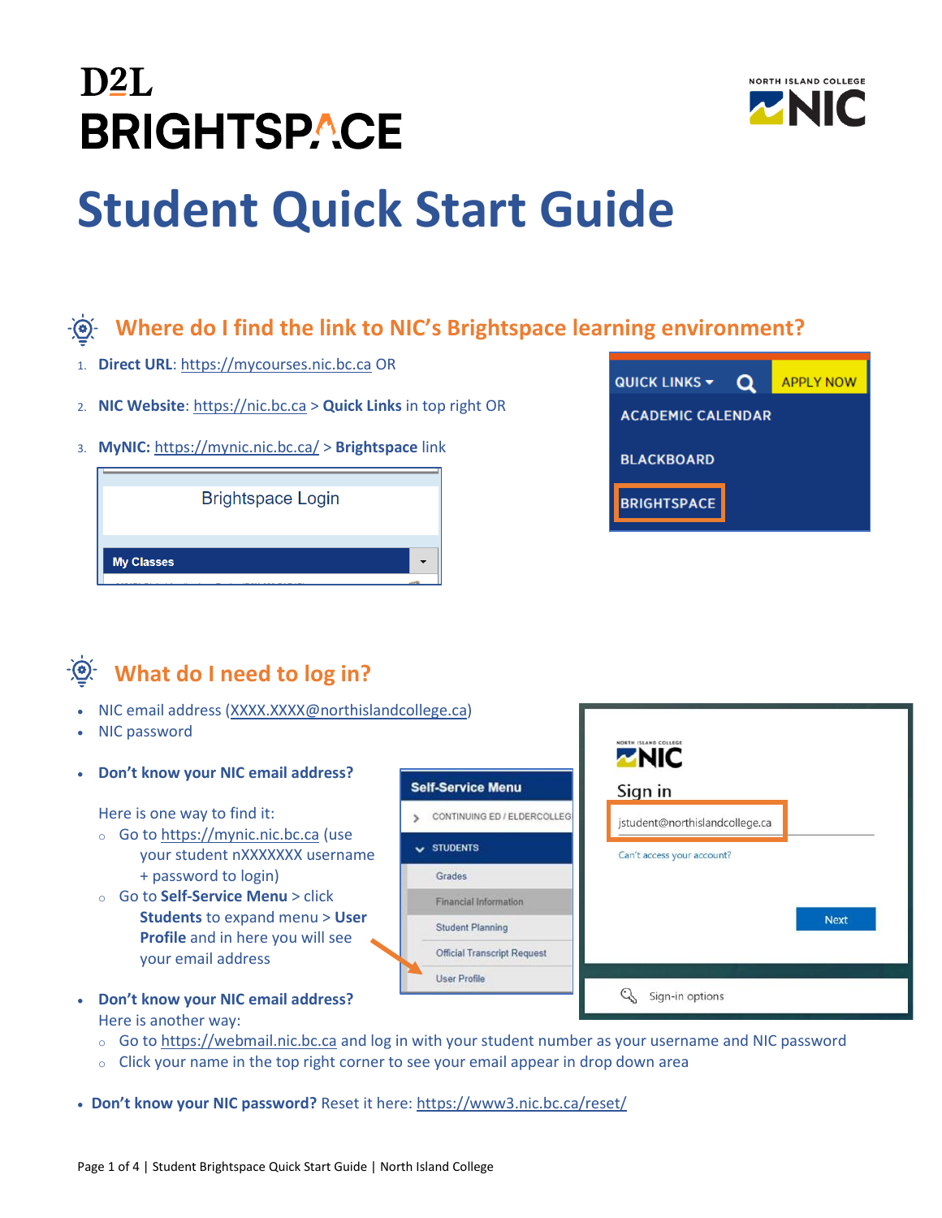# D2L BRIGHTSPACE

# Student Quick Start Guide

## Where do I find the link to NIC's Brightspace learning environment?

1. **Direct URL**: https://mycourses.nic.bc.ca OR
2. **NIC Website**: https://nic.bc.ca > **Quick Links** in top right OR
3. **MyNIC:** https://mynic.nic.bc.ca/ > **Brightspace** link

## What do I need to log in?

- NIC email address (XXXX.XXXX@northislandcollege.ca)
- NIC password
- **Don't know your NIC email address?**

  Here is one way to find it:
  - Go to https://mynic.nic.bc.ca (use your student nXXXXXXX username + password to login)
  - Go to **Self-Service Menu** > click **Students** to expand menu > **User Profile** and in here you will see your email address
- **Don't know your NIC email address?**
  Here is another way:
  - Go to https://webmail.nic.bc.ca and log in with your student number as your username and NIC password
  - Click your name in the top right corner to see your email appear in drop down area
- **Don't know your NIC password?** Reset it here: https://www3.nic.bc.ca/reset/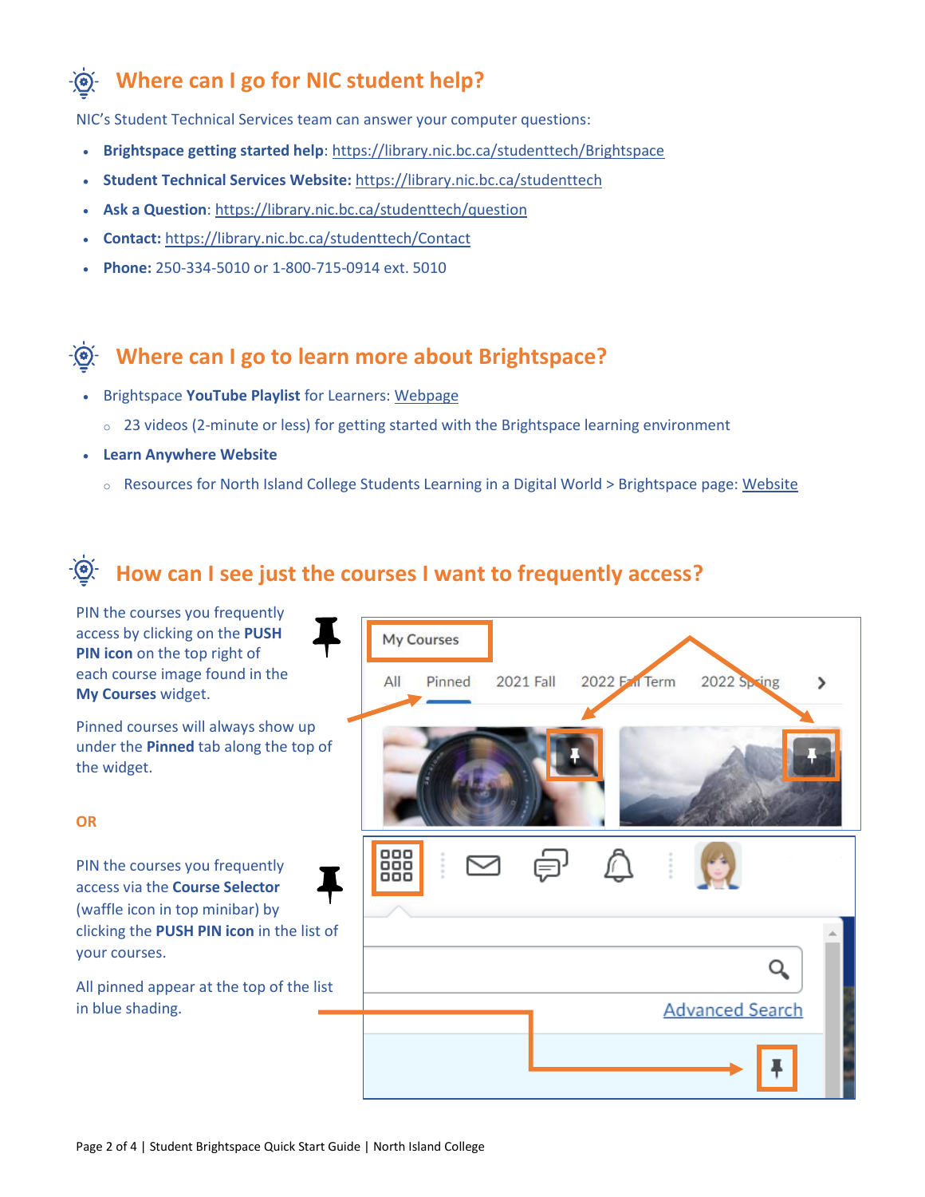## Where can I go for NIC student help?

NIC's Student Technical Services team can answer your computer questions:

- **Brightspace getting started help**: https://library.nic.bc.ca/studenttech/Brightspace
- **Student Technical Services Website:** https://library.nic.bc.ca/studenttech
- **Ask a Question**: https://library.nic.bc.ca/studenttech/question
- **Contact:** https://library.nic.bc.ca/studenttech/Contact
- **Phone:** 250-334-5010 or 1-800-715-0914 ext. 5010

## Where can I go to learn more about Brightspace?

- Brightspace **YouTube Playlist** for Learners: Webpage
  - 23 videos (2-minute or less) for getting started with the Brightspace learning environment
- **Learn Anywhere Website**
  - Resources for North Island College Students Learning in a Digital World > Brightspace page: Website

## How can I see just the courses I want to frequently access?

PIN the courses you frequently access by clicking on the **PUSH PIN icon** on the top right of each course image found in the **My Courses** widget.

Pinned courses will always show up under the **Pinned** tab along the top of the widget.

**OR**

PIN the courses you frequently access via the **Course Selector** (waffle icon in top minibar) by clicking the **PUSH PIN icon** in the list of your courses.

All pinned appear at the top of the list in blue shading.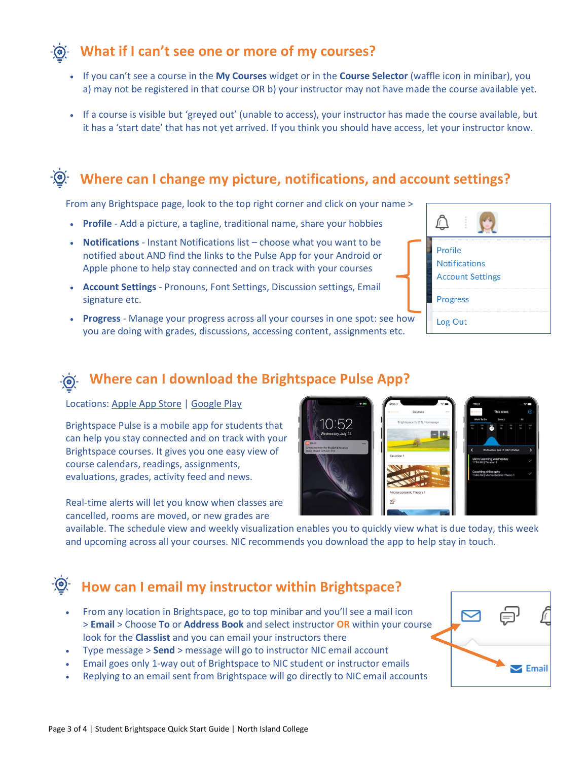## What if I can't see one or more of my courses?

- If you can't see a course in the **My Courses** widget or in the **Course Selector** (waffle icon in minibar), you a) may not be registered in that course OR b) your instructor may not have made the course available yet.
- If a course is visible but 'greyed out' (unable to access), your instructor has made the course available, but it has a 'start date' that has not yet arrived. If you think you should have access, let your instructor know.

## Where can I change my picture, notifications, and account settings?

From any Brightspace page, look to the top right corner and click on your name >

- **Profile** - Add a picture, a tagline, traditional name, share your hobbies
- **Notifications** - Instant Notifications list – choose what you want to be notified about AND find the links to the Pulse App for your Android or Apple phone to help stay connected and on track with your courses
- **Account Settings** - Pronouns, Font Settings, Discussion settings, Email signature etc.
- **Progress** - Manage your progress across all your courses in one spot: see how you are doing with grades, discussions, accessing content, assignments etc.

## Where can I download the Brightspace Pulse App?

Locations: Apple App Store | Google Play

Brightspace Pulse is a mobile app for students that can help you stay connected and on track with your Brightspace courses. It gives you one easy view of course calendars, readings, assignments, evaluations, grades, activity feed and news.

Real-time alerts will let you know when classes are cancelled, rooms are moved, or new grades are available. The schedule view and weekly visualization enables you to quickly view what is due today, this week and upcoming across all your courses. NIC recommends you download the app to help stay in touch.

## How can I email my instructor within Brightspace?

- From any location in Brightspace, go to top minibar and you'll see a mail icon > **Email** > Choose **To** or **Address Book** and select instructor **OR** within your course look for the **Classlist** and you can email your instructors there
- Type message > **Send** > message will go to instructor NIC email account
- Email goes only 1-way out of Brightspace to NIC student or instructor emails
- Replying to an email sent from Brightspace will go directly to NIC email accounts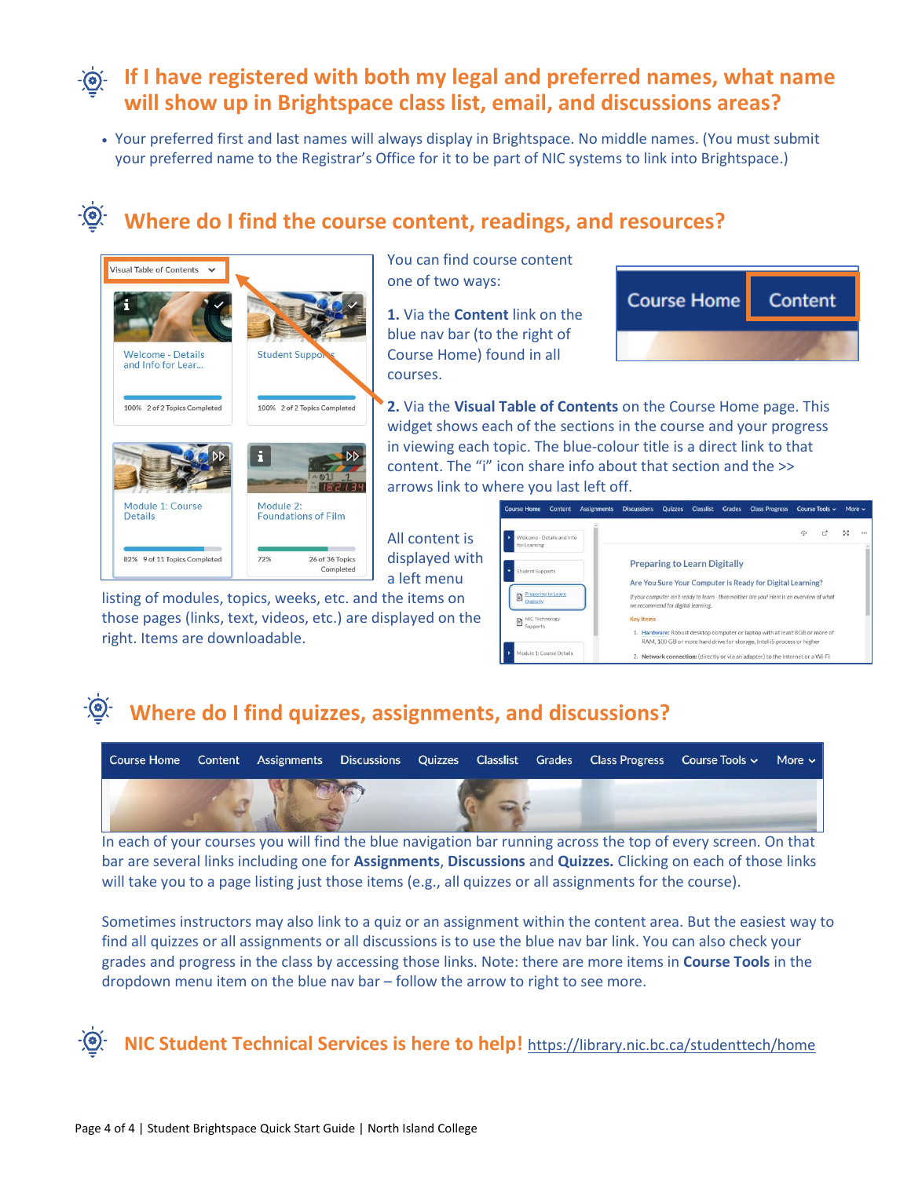## If I have registered with both my legal and preferred names, what name will show up in Brightspace class list, email, and discussions areas?

- Your preferred first and last names will always display in Brightspace. No middle names. (You must submit your preferred name to the Registrar's Office for it to be part of NIC systems to link into Brightspace.)

## Where do I find the course content, readings, and resources?

You can find course content one of two ways:

**1.** Via the **Content** link on the blue nav bar (to the right of Course Home) found in all courses.

**2.** Via the **Visual Table of Contents** on the Course Home page. This widget shows each of the sections in the course and your progress in viewing each topic. The blue-colour title is a direct link to that content. The "i" icon share info about that section and the >> arrows link to where you last left off.

All content is displayed with a left menu listing of modules, topics, weeks, etc. and the items on those pages (links, text, videos, etc.) are displayed on the right. Items are downloadable.

## Where do I find quizzes, assignments, and discussions?

In each of your courses you will find the blue navigation bar running across the top of every screen. On that bar are several links including one for **Assignments**, **Discussions** and **Quizzes.** Clicking on each of those links will take you to a page listing just those items (e.g., all quizzes or all assignments for the course).

Sometimes instructors may also link to a quiz or an assignment within the content area. But the easiest way to find all quizzes or all assignments or all discussions is to use the blue nav bar link. You can also check your grades and progress in the class by accessing those links. Note: there are more items in **Course Tools** in the dropdown menu item on the blue nav bar – follow the arrow to right to see more.

## NIC Student Technical Services is here to help! https://library.nic.bc.ca/studenttech/home